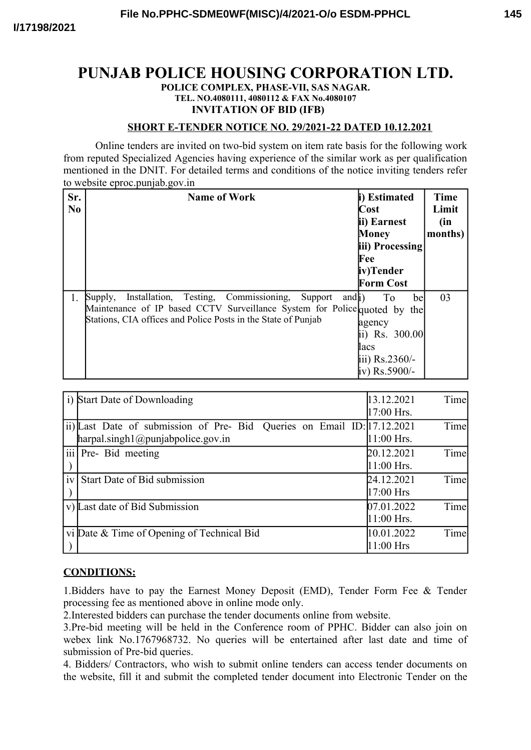# PUNJAB POLICE HOUSING CORPORATION LTD.

**POLICE COMPLEX, PHASE-VII, SAS NAGAR.**
**TEL. NO.4080111, 4080112 & FAX No.4080107**
**INVITATION OF BID (IFB)**

**SHORT E-TENDER NOTICE NO. 29/2021-22 DATED 10.12.2021**

Online tenders are invited on two-bid system on item rate basis for the following work from reputed Specialized Agencies having experience of the similar work as per qualification mentioned in the DNIT. For detailed terms and conditions of the notice inviting tenders refer to website eproc.punjab.gov.in

| Sr. No | Name of Work | i) Estimated Cost ii) Earnest Money iii) Processing Fee iv) Tender Form Cost | Time Limit (in months) |
|---|---|---|---|
| 1. | Supply, Installation, Testing, Commissioning, Support and Maintenance of IP based CCTV Surveillance System for Police Stations, CIA offices and Police Posts in the State of Punjab | i) To be quoted by the agency ii) Rs. 300.00 lacs iii) Rs.2360/- iv) Rs.5900/- | 03 |

| | | |
|---|---|---|
| i) | Start Date of Downloading | 13.12.2021 Time 17:00 Hrs. |
| ii) | Last Date of submission of Pre- Bid Queries on Email ID: harpal.singh1@punjabpolice.gov.in | 17.12.2021 Time 11:00 Hrs. |
| iii) | Pre- Bid meeting | 20.12.2021 Time 11:00 Hrs. |
| iv) | Start Date of Bid submission | 24.12.2021 Time 17:00 Hrs |
| v) | Last date of Bid Submission | 07.01.2022 Time 11:00 Hrs. |
| vi) | Date & Time of Opening of Technical Bid | 10.01.2022 Time 11:00 Hrs |

**CONDITIONS:**

1.Bidders have to pay the Earnest Money Deposit (EMD), Tender Form Fee & Tender processing fee as mentioned above in online mode only.

2.Interested bidders can purchase the tender documents online from website.

3.Pre-bid meeting will be held in the Conference room of PPHC. Bidder can also join on webex link No.1767968732. No queries will be entertained after last date and time of submission of Pre-bid queries.

4. Bidders/ Contractors, who wish to submit online tenders can access tender documents on the website, fill it and submit the completed tender document into Electronic Tender on the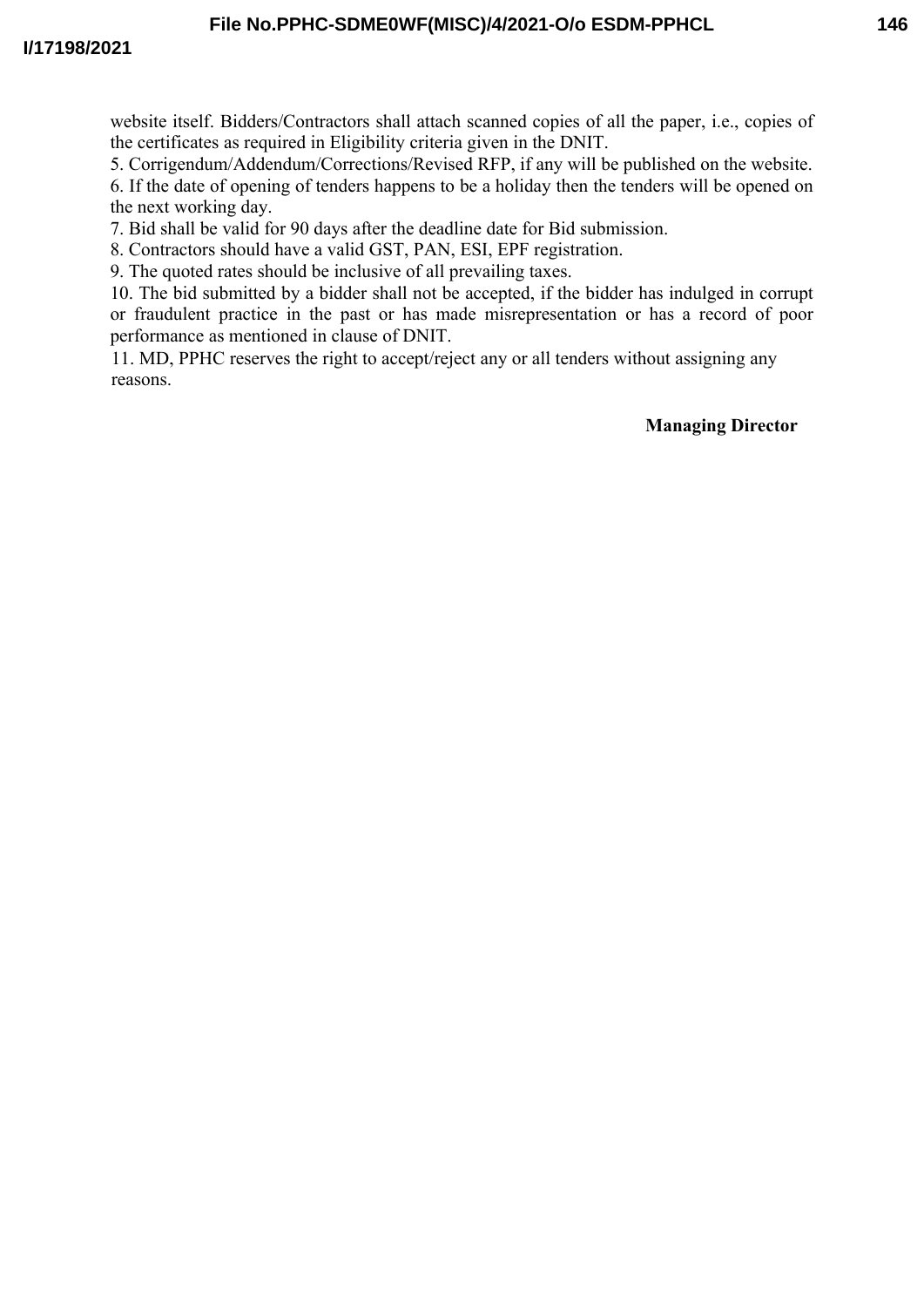website itself. Bidders/Contractors shall attach scanned copies of all the paper, i.e., copies of the certificates as required in Eligibility criteria given in the DNIT.

5. Corrigendum/Addendum/Corrections/Revised RFP, if any will be published on the website.

6. If the date of opening of tenders happens to be a holiday then the tenders will be opened on the next working day.

7. Bid shall be valid for 90 days after the deadline date for Bid submission.

8. Contractors should have a valid GST, PAN, ESI, EPF registration.

9. The quoted rates should be inclusive of all prevailing taxes.

10. The bid submitted by a bidder shall not be accepted, if the bidder has indulged in corrupt or fraudulent practice in the past or has made misrepresentation or has a record of poor performance as mentioned in clause of DNIT.

11. MD, PPHC reserves the right to accept/reject any or all tenders without assigning any reasons.

**Managing Director**